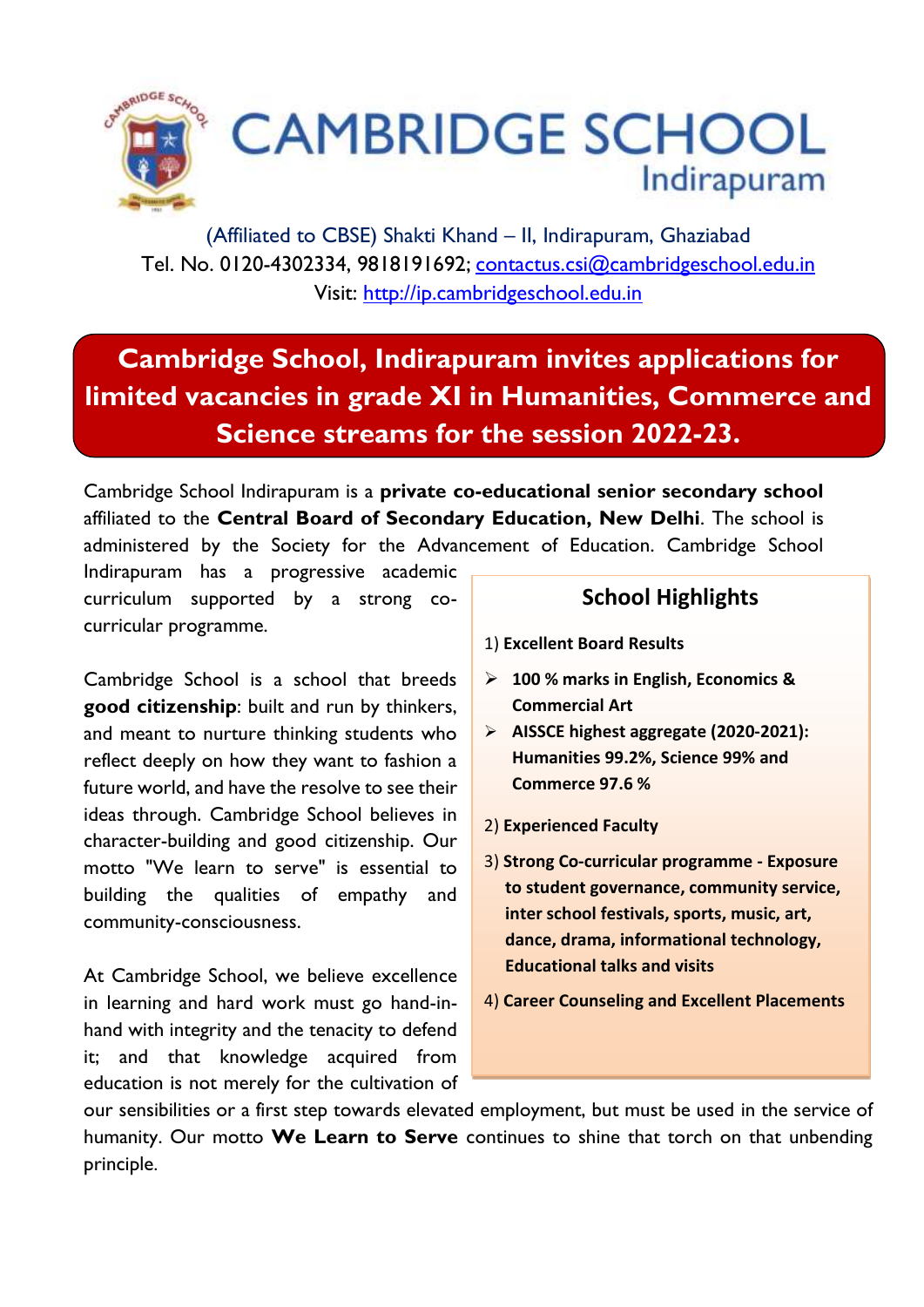# CAMBRIDGE SCHOOL
## Indirapuram

(Affiliated to CBSE) Shakti Khand – II, Indirapuram, Ghaziabad
Tel. No. 0120-4302334, 9818191692; contactus.csi@cambridgeschool.edu.in
Visit: http://ip.cambridgeschool.edu.in

## Cambridge School, Indirapuram invites applications for limited vacancies in grade XI in Humanities, Commerce and Science streams for the session 2022-23.

Cambridge School Indirapuram is a **private co-educational senior secondary school** affiliated to the **Central Board of Secondary Education, New Delhi**. The school is administered by the Society for the Advancement of Education. Cambridge School Indirapuram has a progressive academic curriculum supported by a strong co-curricular programme.

Cambridge School is a school that breeds **good citizenship**: built and run by thinkers, and meant to nurture thinking students who reflect deeply on how they want to fashion a future world, and have the resolve to see their ideas through. Cambridge School believes in character-building and good citizenship. Our motto "We learn to serve" is essential to building the qualities of empathy and community-consciousness.

At Cambridge School, we believe excellence in learning and hard work must go hand-in-hand with integrity and the tenacity to defend it; and that knowledge acquired from education is not merely for the cultivation of our sensibilities or a first step towards elevated employment, but must be used in the service of humanity. Our motto **We Learn to Serve** continues to shine that torch on that unbending principle.

### School Highlights

1) **Excellent Board Results**
   - **100 % marks in English, Economics & Commercial Art**
   - **AISSCE highest aggregate (2020-2021): Humanities 99.2%, Science 99% and Commerce 97.6 %**
2) **Experienced Faculty**
3) **Strong Co-curricular programme - Exposure to student governance, community service, inter school festivals, sports, music, art, dance, drama, informational technology, Educational talks and visits**
4) **Career Counseling and Excellent Placements**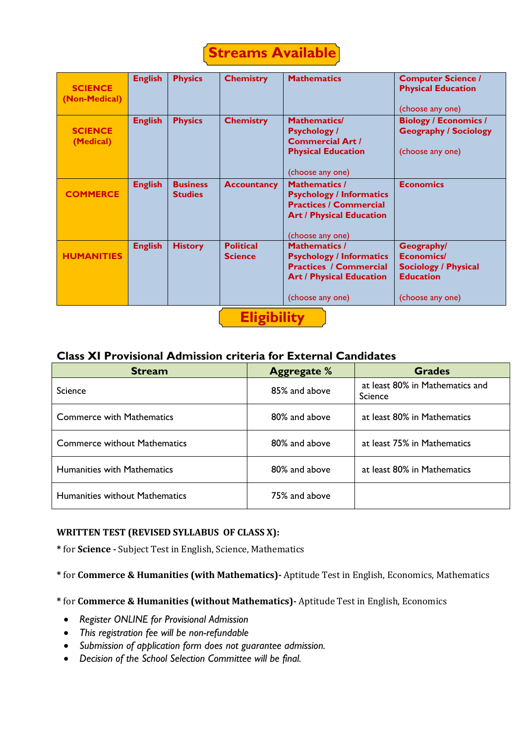## Streams Available

| | | | | | |
|---|---|---|---|---|---|
| **SCIENCE (Non-Medical)** | **English** | **Physics** | **Chemistry** | **Mathematics** | **Computer Science / Physical Education** (choose any one) |
| **SCIENCE (Medical)** | **English** | **Physics** | **Chemistry** | **Mathematics/ Psychology / Commercial Art / Physical Education** (choose any one) | **Biology / Economics / Geography / Sociology** (choose any one) |
| **COMMERCE** | **English** | **Business Studies** | **Accountancy** | **Mathematics / Psychology / Informatics Practices / Commercial Art / Physical Education** (choose any one) | **Economics** |
| **HUMANITIES** | **English** | **History** | **Political Science** | **Mathematics / Psychology / Informatics Practices / Commercial Art / Physical Education** (choose any one) | **Geography/ Economics/ Sociology / Physical Education** (choose any one) |

## Eligibility

### Class XI Provisional Admission criteria for External Candidates

| Stream | Aggregate % | Grades |
|---|---|---|
| Science | 85% and above | at least 80% in Mathematics and Science |
| Commerce with Mathematics | 80% and above | at least 80% in Mathematics |
| Commerce without Mathematics | 80% and above | at least 75% in Mathematics |
| Humanities with Mathematics | 80% and above | at least 80% in Mathematics |
| Humanities without Mathematics | 75% and above | |

**WRITTEN TEST (REVISED SYLLABUS OF CLASS X):**

* for **Science -** Subject Test in English, Science, Mathematics

* for **Commerce & Humanities (with Mathematics)-** Aptitude Test in English, Economics, Mathematics

* for **Commerce & Humanities (without Mathematics)-** Aptitude Test in English, Economics

- *Register ONLINE for Provisional Admission*
- *This registration fee will be non-refundable*
- *Submission of application form does not guarantee admission.*
- *Decision of the School Selection Committee will be final.*